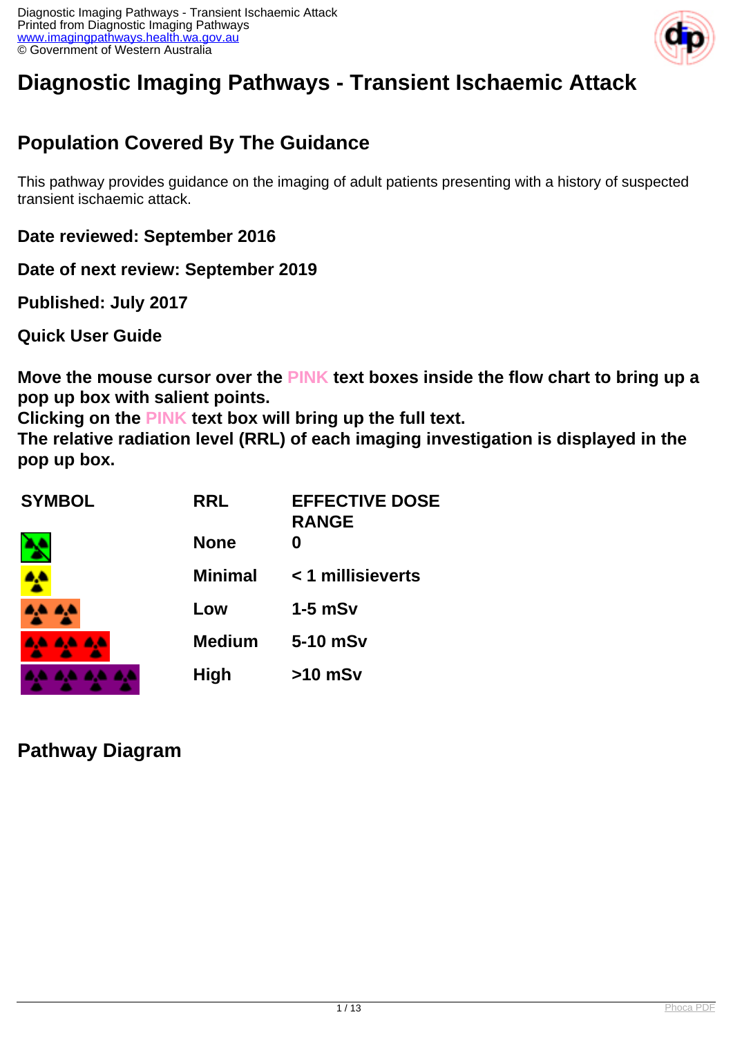# Diagnostic Imaging Pathways - Transient Ischaemic Attack

## Population Covered By The Guidance

This pathway provides guidance on the imaging of adult patients presenting with a history of suspected transient ischaemic attack.

**Date reviewed: September 2016**

**Date of next review: September 2019**

**Published: July 2017**

**Quick User Guide**

**Move the mouse cursor over the PINK text boxes inside the flow chart to bring up a pop up box with salient points.**
**Clicking on the PINK text box will bring up the full text.**
**The relative radiation level (RRL) of each imaging investigation is displayed in the pop up box.**

| SYMBOL | RRL | EFFECTIVE DOSE RANGE |
| --- | --- | --- |
| | None | 0 |
| | Minimal | < 1 millisieverts |
| | Low | 1-5 mSv |
| | Medium | 5-10 mSv |
| | High | >10 mSv |

## Pathway Diagram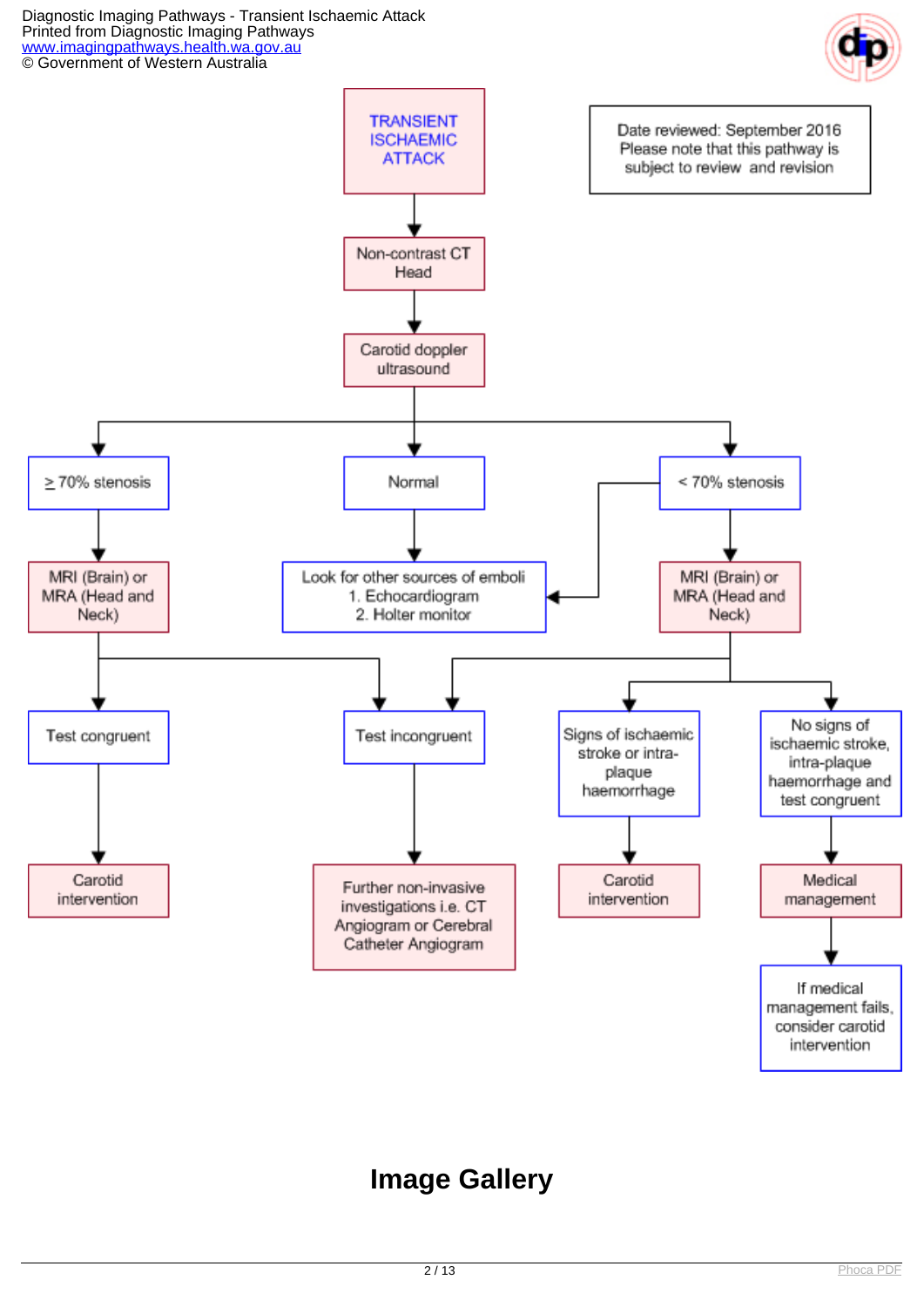TRANSIENT ISCHAEMIC ATTACK

Date reviewed: September 2016
Please note that this pathway is subject to review and revision

- Non-contrast CT Head
- Carotid doppler ultrasound
  - ≥ 70% stenosis
    - MRI (Brain) or MRA (Head and Neck)
      - Test congruent
        - Carotid intervention
      - Test incongruent
        - Further non-invasive investigations i.e. CT Angiogram or Cerebral Catheter Angiogram
  - Normal
    - Look for other sources of emboli
      1. Echocardiogram
      2. Holter monitor
  - < 70% stenosis
    - Look for other sources of emboli
      1. Echocardiogram
      2. Holter monitor
    - MRI (Brain) or MRA (Head and Neck)
      - Test incongruent
        - Further non-invasive investigations i.e. CT Angiogram or Cerebral Catheter Angiogram
      - Signs of ischaemic stroke or intra-plaque haemorrhage
        - Carotid intervention
      - No signs of ischaemic stroke, intra-plaque haemorrhage and test congruent
        - Medical management
          - If medical management fails, consider carotid intervention

# Image Gallery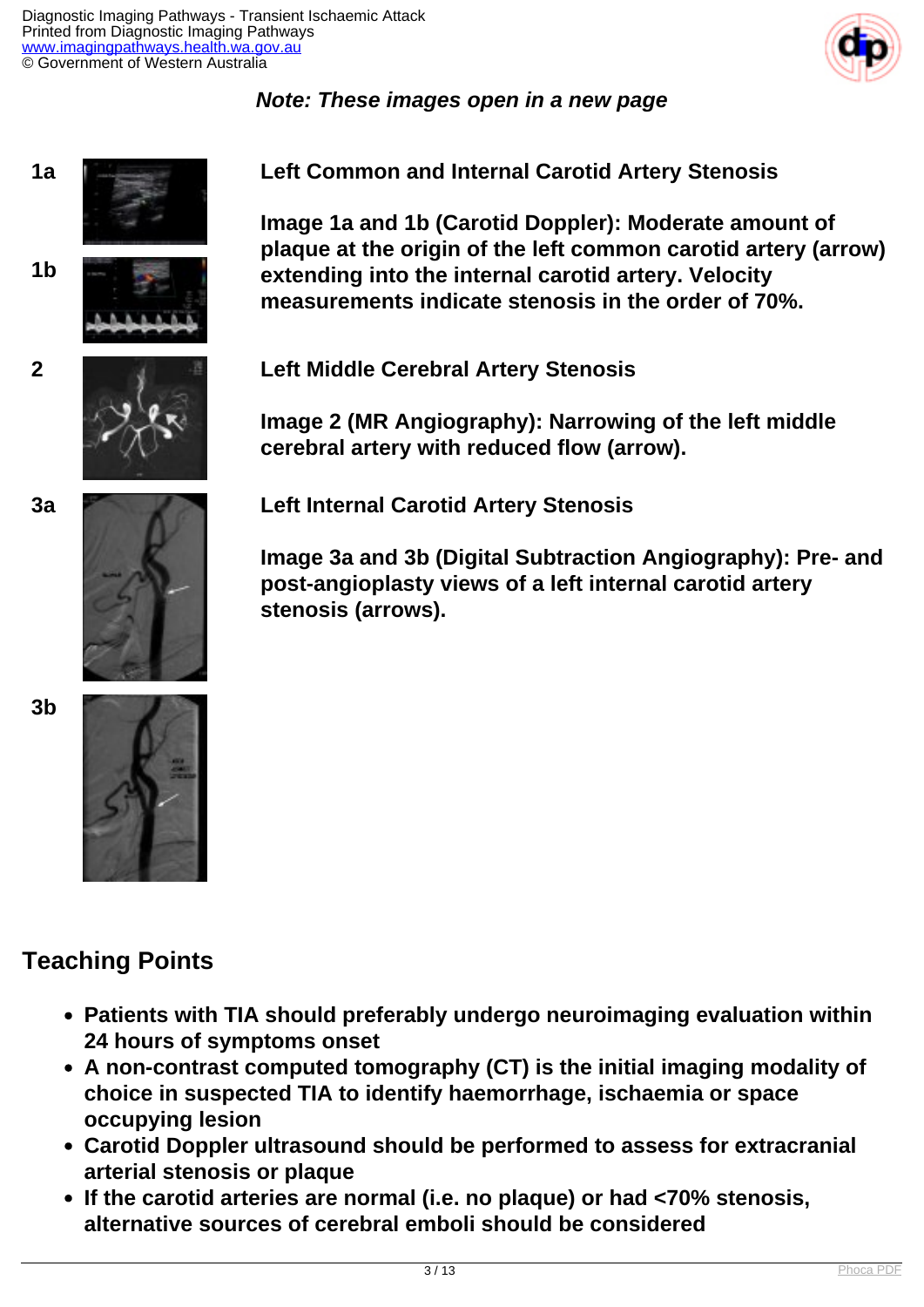***Note: These images open in a new page***

**1a**

**1b**

**Left Common and Internal Carotid Artery Stenosis**

**Image 1a and 1b (Carotid Doppler): Moderate amount of plaque at the origin of the left common carotid artery (arrow) extending into the internal carotid artery. Velocity measurements indicate stenosis in the order of 70%.**

**2**

**Left Middle Cerebral Artery Stenosis**

**Image 2 (MR Angiography): Narrowing of the left middle cerebral artery with reduced flow (arrow).**

**3a**

**3b**

**Left Internal Carotid Artery Stenosis**

**Image 3a and 3b (Digital Subtraction Angiography): Pre- and post-angioplasty views of a left internal carotid artery stenosis (arrows).**

## Teaching Points

- **Patients with TIA should preferably undergo neuroimaging evaluation within 24 hours of symptoms onset**
- **A non-contrast computed tomography (CT) is the initial imaging modality of choice in suspected TIA to identify haemorrhage, ischaemia or space occupying lesion**
- **Carotid Doppler ultrasound should be performed to assess for extracranial arterial stenosis or plaque**
- **If the carotid arteries are normal (i.e. no plaque) or had <70% stenosis, alternative sources of cerebral emboli should be considered**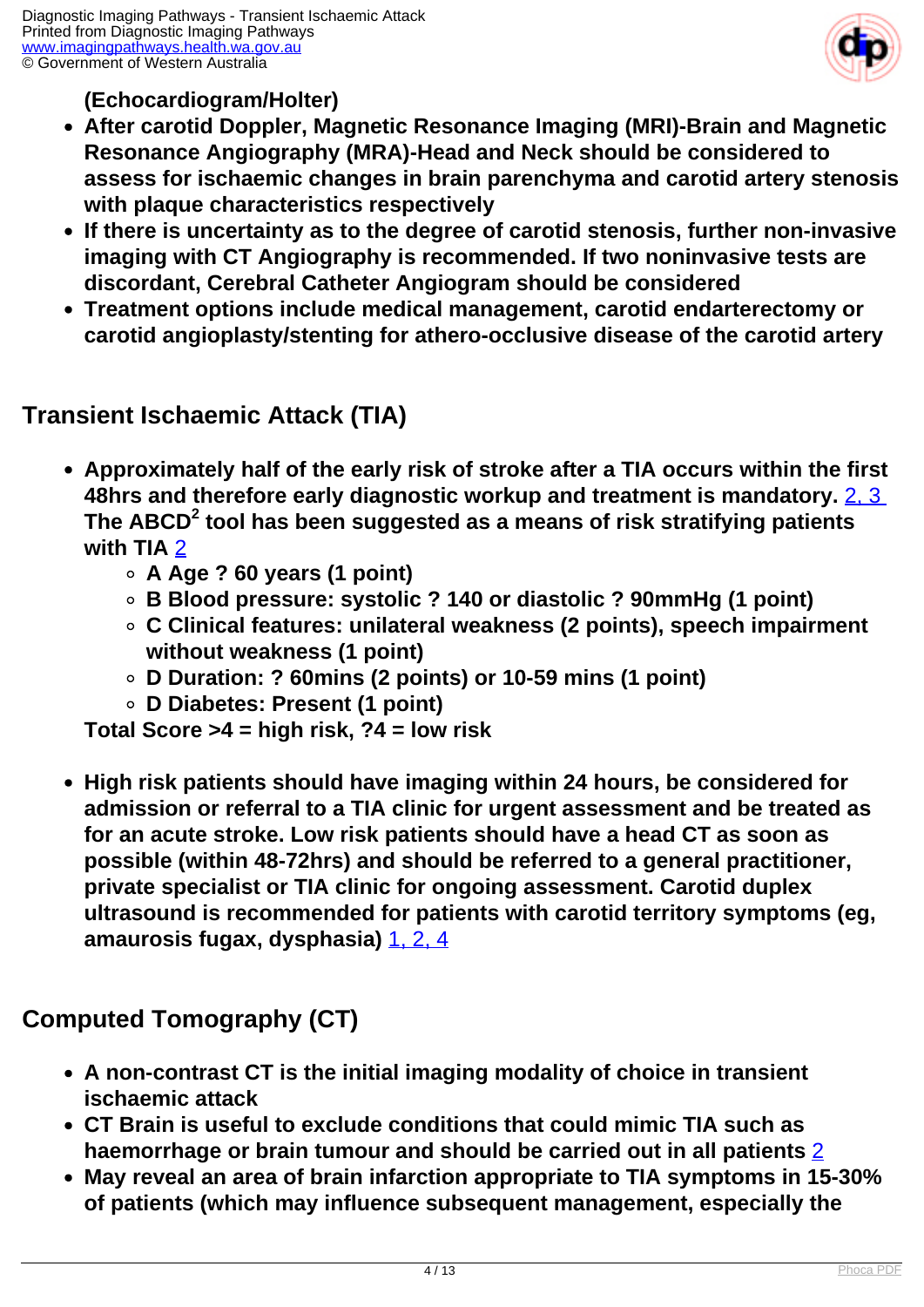**(Echocardiogram/Holter)**

- **After carotid Doppler, Magnetic Resonance Imaging (MRI)-Brain and Magnetic Resonance Angiography (MRA)-Head and Neck should be considered to assess for ischaemic changes in brain parenchyma and carotid artery stenosis with plaque characteristics respectively**
- **If there is uncertainty as to the degree of carotid stenosis, further non-invasive imaging with CT Angiography is recommended. If two noninvasive tests are discordant, Cerebral Catheter Angiogram should be considered**
- **Treatment options include medical management, carotid endarterectomy or carotid angioplasty/stenting for athero-occlusive disease of the carotid artery**

## Transient Ischaemic Attack (TIA)

- **Approximately half of the early risk of stroke after a TIA occurs within the first 48hrs and therefore early diagnostic workup and treatment is mandatory.** [2, 3] **The ABCD$^2$ tool has been suggested as a means of risk stratifying patients with TIA** [2]
  - **A Age ? 60 years (1 point)**
  - **B Blood pressure: systolic ? 140 or diastolic ? 90mmHg (1 point)**
  - **C Clinical features: unilateral weakness (2 points), speech impairment without weakness (1 point)**
  - **D Duration: ? 60mins (2 points) or 10-59 mins (1 point)**
  - **D Diabetes: Present (1 point)**

  **Total Score >4 = high risk, ?4 = low risk**

- **High risk patients should have imaging within 24 hours, be considered for admission or referral to a TIA clinic for urgent assessment and be treated as for an acute stroke. Low risk patients should have a head CT as soon as possible (within 48-72hrs) and should be referred to a general practitioner, private specialist or TIA clinic for ongoing assessment. Carotid duplex ultrasound is recommended for patients with carotid territory symptoms (eg, amaurosis fugax, dysphasia)** [1, 2, 4]

## Computed Tomography (CT)

- **A non-contrast CT is the initial imaging modality of choice in transient ischaemic attack**
- **CT Brain is useful to exclude conditions that could mimic TIA such as haemorrhage or brain tumour and should be carried out in all patients** [2]
- **May reveal an area of brain infarction appropriate to TIA symptoms in 15-30% of patients (which may influence subsequent management, especially the**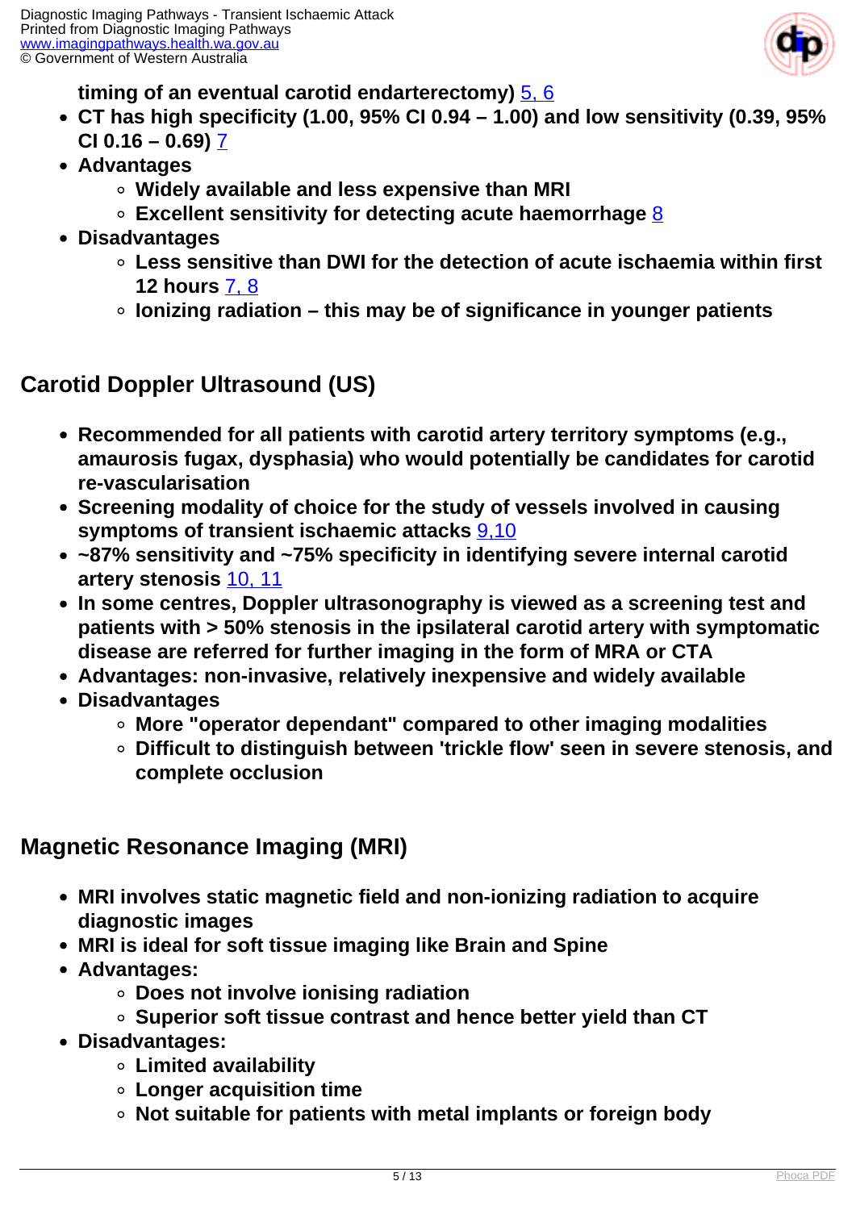**timing of an eventual carotid endarterectomy)** 5, 6

- **CT has high specificity (1.00, 95% CI 0.94 – 1.00) and low sensitivity (0.39, 95% CI 0.16 – 0.69)** 7
- **Advantages**
  - **Widely available and less expensive than MRI**
  - **Excellent sensitivity for detecting acute haemorrhage** 8
- **Disadvantages**
  - **Less sensitive than DWI for the detection of acute ischaemia within first 12 hours** 7, 8
  - **Ionizing radiation – this may be of significance in younger patients**

## Carotid Doppler Ultrasound (US)

- **Recommended for all patients with carotid artery territory symptoms (e.g., amaurosis fugax, dysphasia) who would potentially be candidates for carotid re-vascularisation**
- **Screening modality of choice for the study of vessels involved in causing symptoms of transient ischaemic attacks** 9,10
- **~87% sensitivity and ~75% specificity in identifying severe internal carotid artery stenosis** 10, 11
- **In some centres, Doppler ultrasonography is viewed as a screening test and patients with > 50% stenosis in the ipsilateral carotid artery with symptomatic disease are referred for further imaging in the form of MRA or CTA**
- **Advantages: non-invasive, relatively inexpensive and widely available**
- **Disadvantages**
  - **More "operator dependant" compared to other imaging modalities**
  - **Difficult to distinguish between 'trickle flow' seen in severe stenosis, and complete occlusion**

## Magnetic Resonance Imaging (MRI)

- **MRI involves static magnetic field and non-ionizing radiation to acquire diagnostic images**
- **MRI is ideal for soft tissue imaging like Brain and Spine**
- **Advantages:**
  - **Does not involve ionising radiation**
  - **Superior soft tissue contrast and hence better yield than CT**
- **Disadvantages:**
  - **Limited availability**
  - **Longer acquisition time**
  - **Not suitable for patients with metal implants or foreign body**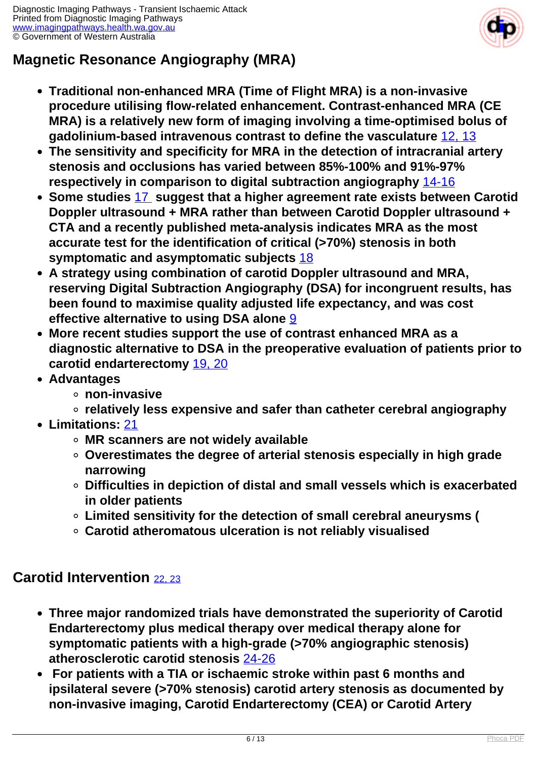## Magnetic Resonance Angiography (MRA)

- **Traditional non-enhanced MRA (Time of Flight MRA) is a non-invasive procedure utilising flow-related enhancement. Contrast-enhanced MRA (CE MRA) is a relatively new form of imaging involving a time-optimised bolus of gadolinium-based intravenous contrast to define the vasculature** 12, 13
- **The sensitivity and specificity for MRA in the detection of intracranial artery stenosis and occlusions has varied between 85%-100% and 91%-97% respectively in comparison to digital subtraction angiography** 14-16
- **Some studies** 17 **suggest that a higher agreement rate exists between Carotid Doppler ultrasound + MRA rather than between Carotid Doppler ultrasound + CTA and a recently published meta-analysis indicates MRA as the most accurate test for the identification of critical (>70%) stenosis in both symptomatic and asymptomatic subjects** 18
- **A strategy using combination of carotid Doppler ultrasound and MRA, reserving Digital Subtraction Angiography (DSA) for incongruent results, has been found to maximise quality adjusted life expectancy, and was cost effective alternative to using DSA alone** 9
- **More recent studies support the use of contrast enhanced MRA as a diagnostic alternative to DSA in the preoperative evaluation of patients prior to carotid endarterectomy** 19, 20
- **Advantages**
  - **non-invasive**
  - **relatively less expensive and safer than catheter cerebral angiography**
- **Limitations:** 21
  - **MR scanners are not widely available**
  - **Overestimates the degree of arterial stenosis especially in high grade narrowing**
  - **Difficulties in depiction of distal and small vessels which is exacerbated in older patients**
  - **Limited sensitivity for the detection of small cerebral aneurysms (**
  - **Carotid atheromatous ulceration is not reliably visualised**

## Carotid Intervention 22, 23

- **Three major randomized trials have demonstrated the superiority of Carotid Endarterectomy plus medical therapy over medical therapy alone for symptomatic patients with a high-grade (>70% angiographic stenosis) atherosclerotic carotid stenosis** 24-26
- **For patients with a TIA or ischaemic stroke within past 6 months and ipsilateral severe (>70% stenosis) carotid artery stenosis as documented by non-invasive imaging, Carotid Endarterectomy (CEA) or Carotid Artery**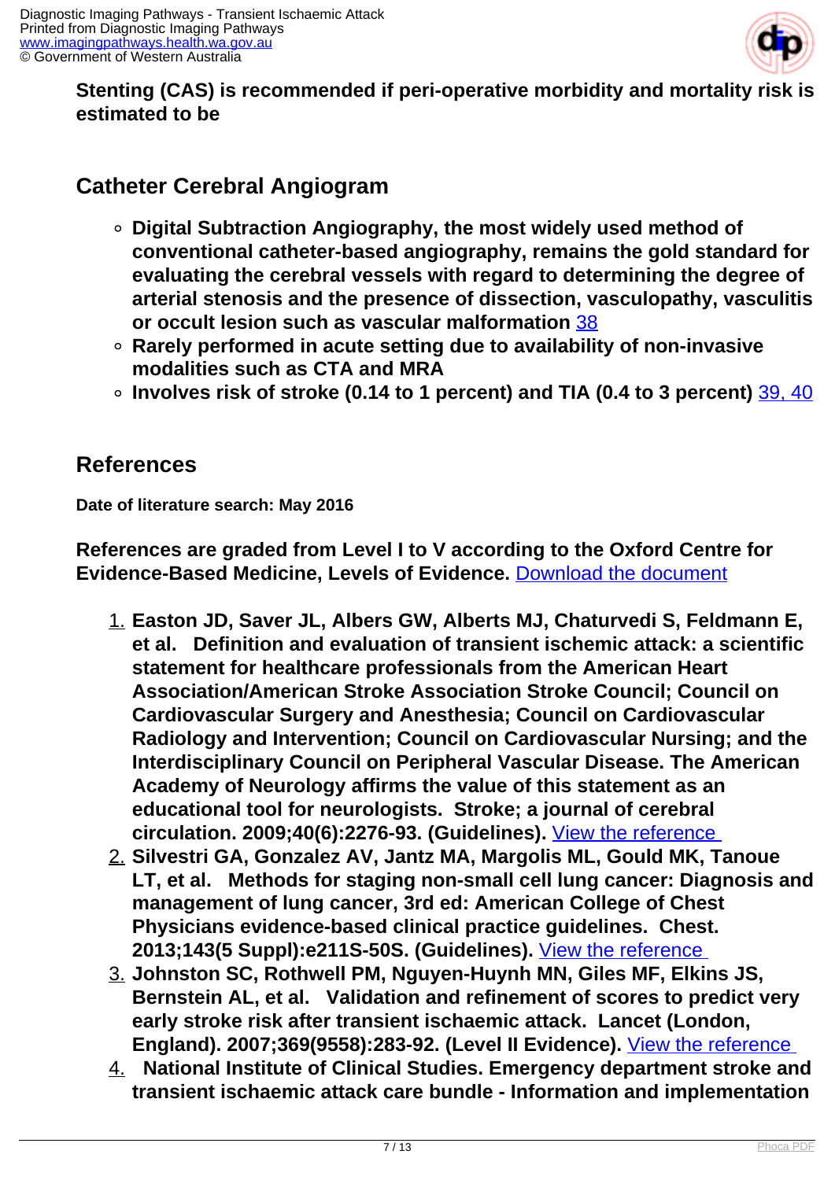**Stenting (CAS) is recommended if peri-operative morbidity and mortality risk is estimated to be**

## Catheter Cerebral Angiogram

- **Digital Subtraction Angiography, the most widely used method of conventional catheter-based angiography, remains the gold standard for evaluating the cerebral vessels with regard to determining the degree of arterial stenosis and the presence of dissection, vasculopathy, vasculitis or occult lesion such as vascular malformation** 38
- **Rarely performed in acute setting due to availability of non-invasive modalities such as CTA and MRA**
- **Involves risk of stroke (0.14 to 1 percent) and TIA (0.4 to 3 percent)** 39, 40

## References

**Date of literature search: May 2016**

**References are graded from Level I to V according to the Oxford Centre for Evidence-Based Medicine, Levels of Evidence.** Download the document

1. **Easton JD, Saver JL, Albers GW, Alberts MJ, Chaturvedi S, Feldmann E, et al. Definition and evaluation of transient ischemic attack: a scientific statement for healthcare professionals from the American Heart Association/American Stroke Association Stroke Council; Council on Cardiovascular Surgery and Anesthesia; Council on Cardiovascular Radiology and Intervention; Council on Cardiovascular Nursing; and the Interdisciplinary Council on Peripheral Vascular Disease. The American Academy of Neurology affirms the value of this statement as an educational tool for neurologists. Stroke; a journal of cerebral circulation. 2009;40(6):2276-93. (Guidelines).** View the reference
2. **Silvestri GA, Gonzalez AV, Jantz MA, Margolis ML, Gould MK, Tanoue LT, et al. Methods for staging non-small cell lung cancer: Diagnosis and management of lung cancer, 3rd ed: American College of Chest Physicians evidence-based clinical practice guidelines. Chest. 2013;143(5 Suppl):e211S-50S. (Guidelines).** View the reference
3. **Johnston SC, Rothwell PM, Nguyen-Huynh MN, Giles MF, Elkins JS, Bernstein AL, et al. Validation and refinement of scores to predict very early stroke risk after transient ischaemic attack. Lancet (London, England). 2007;369(9558):283-92. (Level II Evidence).** View the reference
4. **National Institute of Clinical Studies. Emergency department stroke and transient ischaemic attack care bundle - Information and implementation**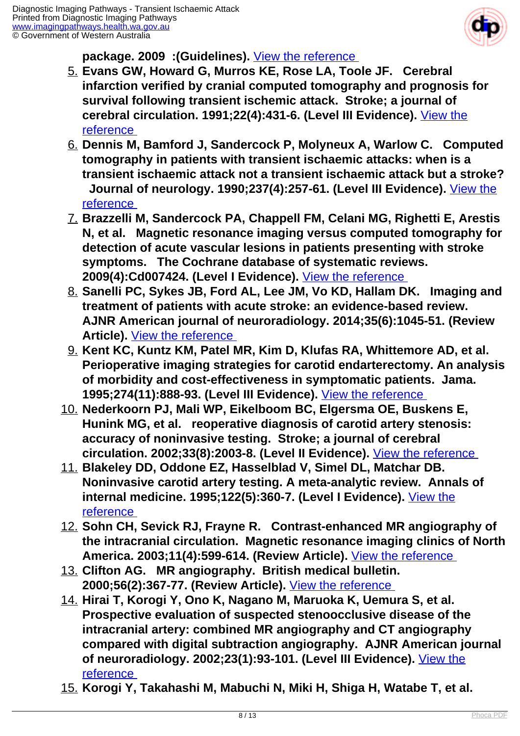**package. 2009 :(Guidelines).** View the reference

5. **Evans GW, Howard G, Murros KE, Rose LA, Toole JF. Cerebral infarction verified by cranial computed tomography and prognosis for survival following transient ischemic attack. Stroke; a journal of cerebral circulation. 1991;22(4):431-6. (Level III Evidence).** View the reference
6. **Dennis M, Bamford J, Sandercock P, Molyneux A, Warlow C. Computed tomography in patients with transient ischaemic attacks: when is a transient ischaemic attack not a transient ischaemic attack but a stroke? Journal of neurology. 1990;237(4):257-61. (Level III Evidence).** View the reference
7. **Brazzelli M, Sandercock PA, Chappell FM, Celani MG, Righetti E, Arestis N, et al. Magnetic resonance imaging versus computed tomography for detection of acute vascular lesions in patients presenting with stroke symptoms. The Cochrane database of systematic reviews. 2009(4):Cd007424. (Level I Evidence).** View the reference
8. **Sanelli PC, Sykes JB, Ford AL, Lee JM, Vo KD, Hallam DK. Imaging and treatment of patients with acute stroke: an evidence-based review. AJNR American journal of neuroradiology. 2014;35(6):1045-51. (Review Article).** View the reference
9. **Kent KC, Kuntz KM, Patel MR, Kim D, Klufas RA, Whittemore AD, et al. Perioperative imaging strategies for carotid endarterectomy. An analysis of morbidity and cost-effectiveness in symptomatic patients. Jama. 1995;274(11):888-93. (Level III Evidence).** View the reference
10. **Nederkoorn PJ, Mali WP, Eikelboom BC, Elgersma OE, Buskens E, Hunink MG, et al. reoperative diagnosis of carotid artery stenosis: accuracy of noninvasive testing. Stroke; a journal of cerebral circulation. 2002;33(8):2003-8. (Level II Evidence).** View the reference
11. **Blakeley DD, Oddone EZ, Hasselblad V, Simel DL, Matchar DB. Noninvasive carotid artery testing. A meta-analytic review. Annals of internal medicine. 1995;122(5):360-7. (Level I Evidence).** View the reference
12. **Sohn CH, Sevick RJ, Frayne R. Contrast-enhanced MR angiography of the intracranial circulation. Magnetic resonance imaging clinics of North America. 2003;11(4):599-614. (Review Article).** View the reference
13. **Clifton AG. MR angiography. British medical bulletin. 2000;56(2):367-77. (Review Article).** View the reference
14. **Hirai T, Korogi Y, Ono K, Nagano M, Maruoka K, Uemura S, et al. Prospective evaluation of suspected stenoocclusive disease of the intracranial artery: combined MR angiography and CT angiography compared with digital subtraction angiography. AJNR American journal of neuroradiology. 2002;23(1):93-101. (Level III Evidence).** View the reference
15. **Korogi Y, Takahashi M, Mabuchi N, Miki H, Shiga H, Watabe T, et al.**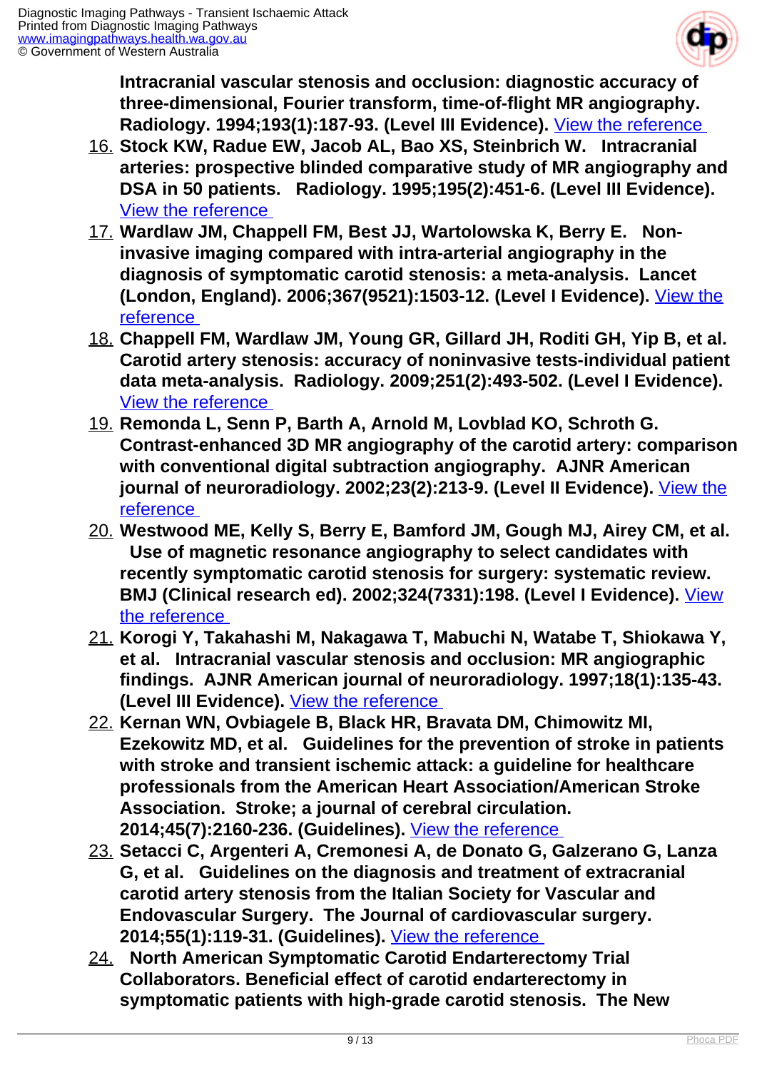**Intracranial vascular stenosis and occlusion: diagnostic accuracy of three-dimensional, Fourier transform, time-of-flight MR angiography. Radiology. 1994;193(1):187-93. (Level III Evidence).** [View the reference](#)

16. **Stock KW, Radue EW, Jacob AL, Bao XS, Steinbrich W. Intracranial arteries: prospective blinded comparative study of MR angiography and DSA in 50 patients. Radiology. 1995;195(2):451-6. (Level III Evidence).** [View the reference](#)
17. **Wardlaw JM, Chappell FM, Best JJ, Wartolowska K, Berry E. Non-invasive imaging compared with intra-arterial angiography in the diagnosis of symptomatic carotid stenosis: a meta-analysis. Lancet (London, England). 2006;367(9521):1503-12. (Level I Evidence).** [View the reference](#)
18. **Chappell FM, Wardlaw JM, Young GR, Gillard JH, Roditi GH, Yip B, et al. Carotid artery stenosis: accuracy of noninvasive tests-individual patient data meta-analysis. Radiology. 2009;251(2):493-502. (Level I Evidence).** [View the reference](#)
19. **Remonda L, Senn P, Barth A, Arnold M, Lovblad KO, Schroth G. Contrast-enhanced 3D MR angiography of the carotid artery: comparison with conventional digital subtraction angiography. AJNR American journal of neuroradiology. 2002;23(2):213-9. (Level II Evidence).** [View the reference](#)
20. **Westwood ME, Kelly S, Berry E, Bamford JM, Gough MJ, Airey CM, et al. Use of magnetic resonance angiography to select candidates with recently symptomatic carotid stenosis for surgery: systematic review. BMJ (Clinical research ed). 2002;324(7331):198. (Level I Evidence).** [View the reference](#)
21. **Korogi Y, Takahashi M, Nakagawa T, Mabuchi N, Watabe T, Shiokawa Y, et al. Intracranial vascular stenosis and occlusion: MR angiographic findings. AJNR American journal of neuroradiology. 1997;18(1):135-43. (Level III Evidence).** [View the reference](#)
22. **Kernan WN, Ovbiagele B, Black HR, Bravata DM, Chimowitz MI, Ezekowitz MD, et al. Guidelines for the prevention of stroke in patients with stroke and transient ischemic attack: a guideline for healthcare professionals from the American Heart Association/American Stroke Association. Stroke; a journal of cerebral circulation. 2014;45(7):2160-236. (Guidelines).** [View the reference](#)
23. **Setacci C, Argenteri A, Cremonesi A, de Donato G, Galzerano G, Lanza G, et al. Guidelines on the diagnosis and treatment of extracranial carotid artery stenosis from the Italian Society for Vascular and Endovascular Surgery. The Journal of cardiovascular surgery. 2014;55(1):119-31. (Guidelines).** [View the reference](#)
24. **North American Symptomatic Carotid Endarterectomy Trial Collaborators. Beneficial effect of carotid endarterectomy in symptomatic patients with high-grade carotid stenosis. The New**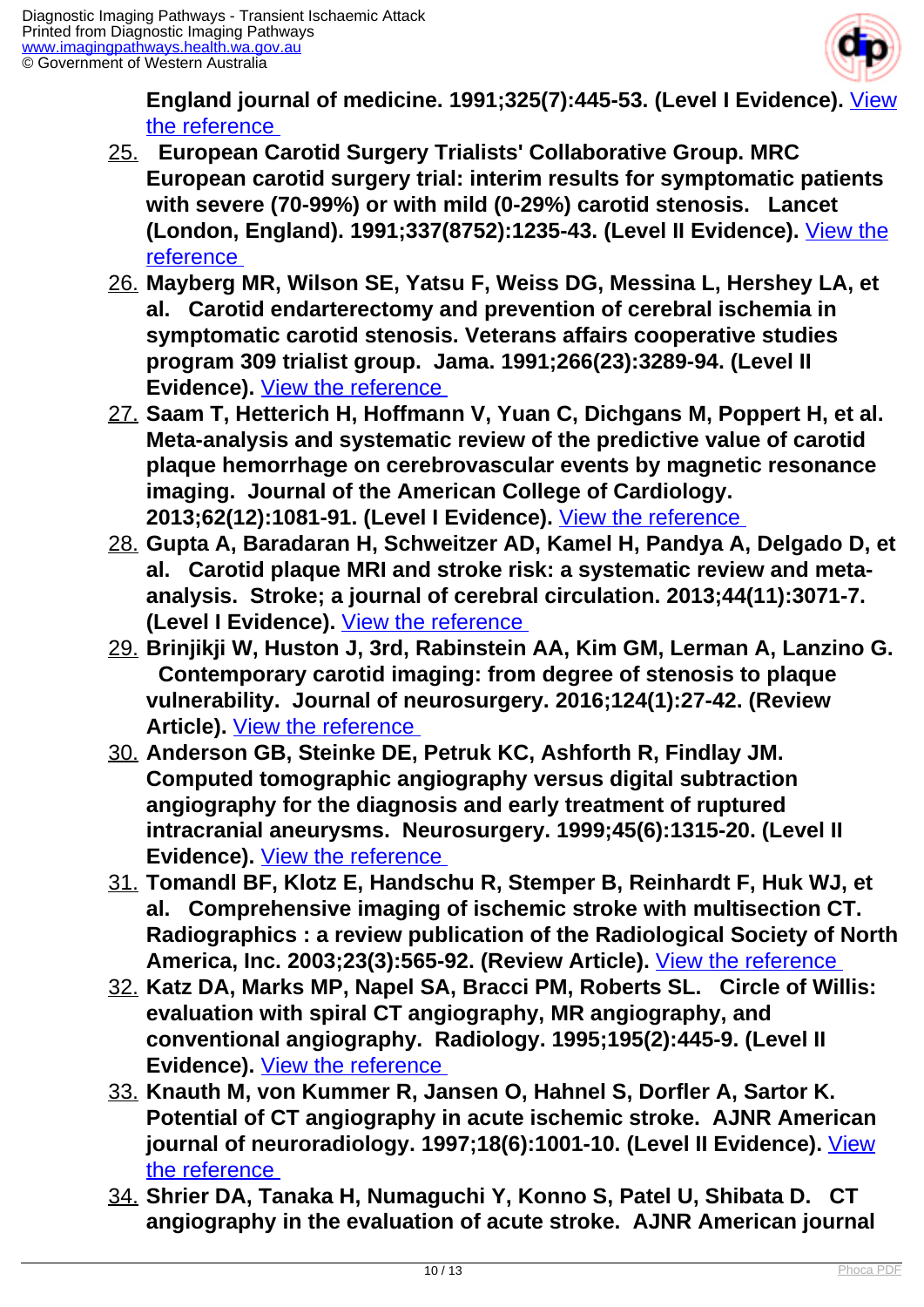**England journal of medicine. 1991;325(7):445-53. (Level I Evidence).** [View the reference](#)

25. **European Carotid Surgery Trialists' Collaborative Group. MRC European carotid surgery trial: interim results for symptomatic patients with severe (70-99%) or with mild (0-29%) carotid stenosis. Lancet (London, England). 1991;337(8752):1235-43. (Level II Evidence).** [View the reference](#)
26. **Mayberg MR, Wilson SE, Yatsu F, Weiss DG, Messina L, Hershey LA, et al. Carotid endarterectomy and prevention of cerebral ischemia in symptomatic carotid stenosis. Veterans affairs cooperative studies program 309 trialist group. Jama. 1991;266(23):3289-94. (Level II Evidence).** [View the reference](#)
27. **Saam T, Hetterich H, Hoffmann V, Yuan C, Dichgans M, Poppert H, et al. Meta-analysis and systematic review of the predictive value of carotid plaque hemorrhage on cerebrovascular events by magnetic resonance imaging. Journal of the American College of Cardiology. 2013;62(12):1081-91. (Level I Evidence).** [View the reference](#)
28. **Gupta A, Baradaran H, Schweitzer AD, Kamel H, Pandya A, Delgado D, et al. Carotid plaque MRI and stroke risk: a systematic review and meta-analysis. Stroke; a journal of cerebral circulation. 2013;44(11):3071-7. (Level I Evidence).** [View the reference](#)
29. **Brinjikji W, Huston J, 3rd, Rabinstein AA, Kim GM, Lerman A, Lanzino G. Contemporary carotid imaging: from degree of stenosis to plaque vulnerability. Journal of neurosurgery. 2016;124(1):27-42. (Review Article).** [View the reference](#)
30. **Anderson GB, Steinke DE, Petruk KC, Ashforth R, Findlay JM. Computed tomographic angiography versus digital subtraction angiography for the diagnosis and early treatment of ruptured intracranial aneurysms. Neurosurgery. 1999;45(6):1315-20. (Level II Evidence).** [View the reference](#)
31. **Tomandl BF, Klotz E, Handschu R, Stemper B, Reinhardt F, Huk WJ, et al. Comprehensive imaging of ischemic stroke with multisection CT. Radiographics : a review publication of the Radiological Society of North America, Inc. 2003;23(3):565-92. (Review Article).** [View the reference](#)
32. **Katz DA, Marks MP, Napel SA, Bracci PM, Roberts SL. Circle of Willis: evaluation with spiral CT angiography, MR angiography, and conventional angiography. Radiology. 1995;195(2):445-9. (Level II Evidence).** [View the reference](#)
33. **Knauth M, von Kummer R, Jansen O, Hahnel S, Dorfler A, Sartor K. Potential of CT angiography in acute ischemic stroke. AJNR American journal of neuroradiology. 1997;18(6):1001-10. (Level II Evidence).** [View the reference](#)
34. **Shrier DA, Tanaka H, Numaguchi Y, Konno S, Patel U, Shibata D. CT angiography in the evaluation of acute stroke. AJNR American journal**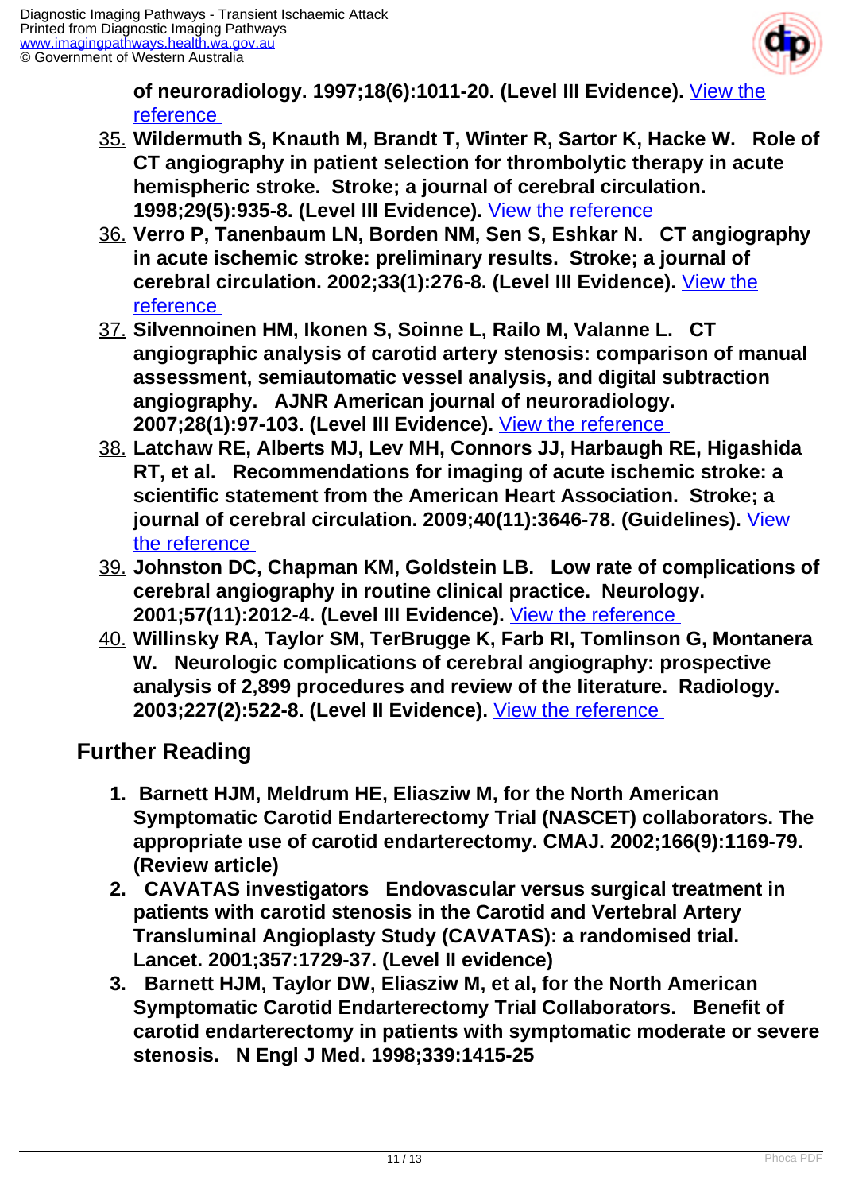**of neuroradiology. 1997;18(6):1011-20. (Level III Evidence).** View the reference

35. **Wildermuth S, Knauth M, Brandt T, Winter R, Sartor K, Hacke W. Role of CT angiography in patient selection for thrombolytic therapy in acute hemispheric stroke. Stroke; a journal of cerebral circulation. 1998;29(5):935-8. (Level III Evidence).** View the reference
36. **Verro P, Tanenbaum LN, Borden NM, Sen S, Eshkar N. CT angiography in acute ischemic stroke: preliminary results. Stroke; a journal of cerebral circulation. 2002;33(1):276-8. (Level III Evidence).** View the reference
37. **Silvennoinen HM, Ikonen S, Soinne L, Railo M, Valanne L. CT angiographic analysis of carotid artery stenosis: comparison of manual assessment, semiautomatic vessel analysis, and digital subtraction angiography. AJNR American journal of neuroradiology. 2007;28(1):97-103. (Level III Evidence).** View the reference
38. **Latchaw RE, Alberts MJ, Lev MH, Connors JJ, Harbaugh RE, Higashida RT, et al. Recommendations for imaging of acute ischemic stroke: a scientific statement from the American Heart Association. Stroke; a journal of cerebral circulation. 2009;40(11):3646-78. (Guidelines).** View the reference
39. **Johnston DC, Chapman KM, Goldstein LB. Low rate of complications of cerebral angiography in routine clinical practice. Neurology. 2001;57(11):2012-4. (Level III Evidence).** View the reference
40. **Willinsky RA, Taylor SM, TerBrugge K, Farb RI, Tomlinson G, Montanera W. Neurologic complications of cerebral angiography: prospective analysis of 2,899 procedures and review of the literature. Radiology. 2003;227(2):522-8. (Level II Evidence).** View the reference

## Further Reading

1. **Barnett HJM, Meldrum HE, Eliasziw M, for the North American Symptomatic Carotid Endarterectomy Trial (NASCET) collaborators. The appropriate use of carotid endarterectomy. CMAJ. 2002;166(9):1169-79. (Review article)**
2. **CAVATAS investigators Endovascular versus surgical treatment in patients with carotid stenosis in the Carotid and Vertebral Artery Transluminal Angioplasty Study (CAVATAS): a randomised trial. Lancet. 2001;357:1729-37. (Level II evidence)**
3. **Barnett HJM, Taylor DW, Eliasziw M, et al, for the North American Symptomatic Carotid Endarterectomy Trial Collaborators. Benefit of carotid endarterectomy in patients with symptomatic moderate or severe stenosis. N Engl J Med. 1998;339:1415-25**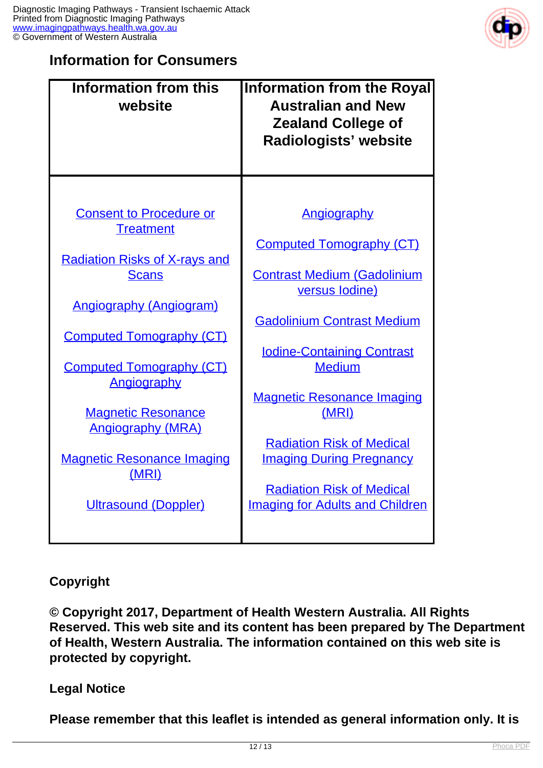## Information for Consumers

| Information from this website | Information from the Royal Australian and New Zealand College of Radiologists' website |
|---|---|
| Consent to Procedure or Treatment<br><br>Radiation Risks of X-rays and Scans<br><br>Angiography (Angiogram)<br><br>Computed Tomography (CT)<br><br>Computed Tomography (CT) Angiography<br><br>Magnetic Resonance Angiography (MRA)<br><br>Magnetic Resonance Imaging (MRI)<br><br>Ultrasound (Doppler) | Angiography<br><br>Computed Tomography (CT)<br><br>Contrast Medium (Gadolinium versus Iodine)<br><br>Gadolinium Contrast Medium<br><br>Iodine-Containing Contrast Medium<br><br>Magnetic Resonance Imaging (MRI)<br><br>Radiation Risk of Medical Imaging During Pregnancy<br><br>Radiation Risk of Medical Imaging for Adults and Children |

### Copyright

**© Copyright 2017, Department of Health Western Australia. All Rights Reserved. This web site and its content has been prepared by The Department of Health, Western Australia. The information contained on this web site is protected by copyright.**

### Legal Notice

**Please remember that this leaflet is intended as general information only. It is**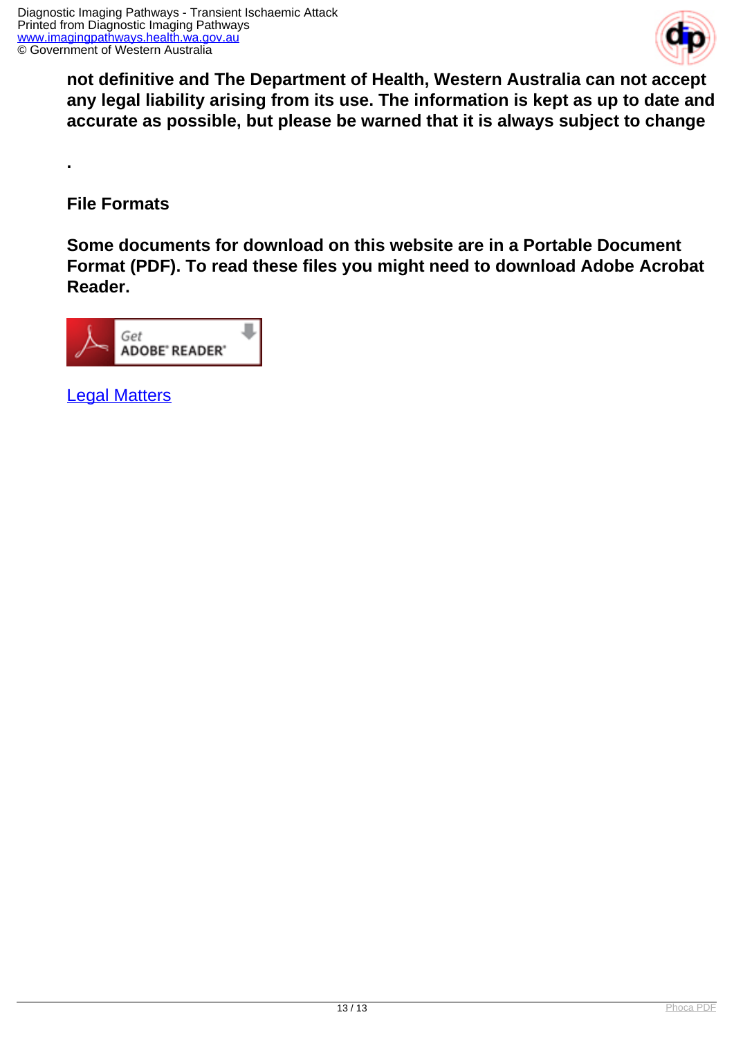**not definitive and The Department of Health, Western Australia can not accept any legal liability arising from its use. The information is kept as up to date and accurate as possible, but please be warned that it is always subject to change**

**.**

**File Formats**

**Some documents for download on this website are in a Portable Document Format (PDF). To read these files you might need to download Adobe Acrobat Reader.**

Get ADOBE® READER®

Legal Matters